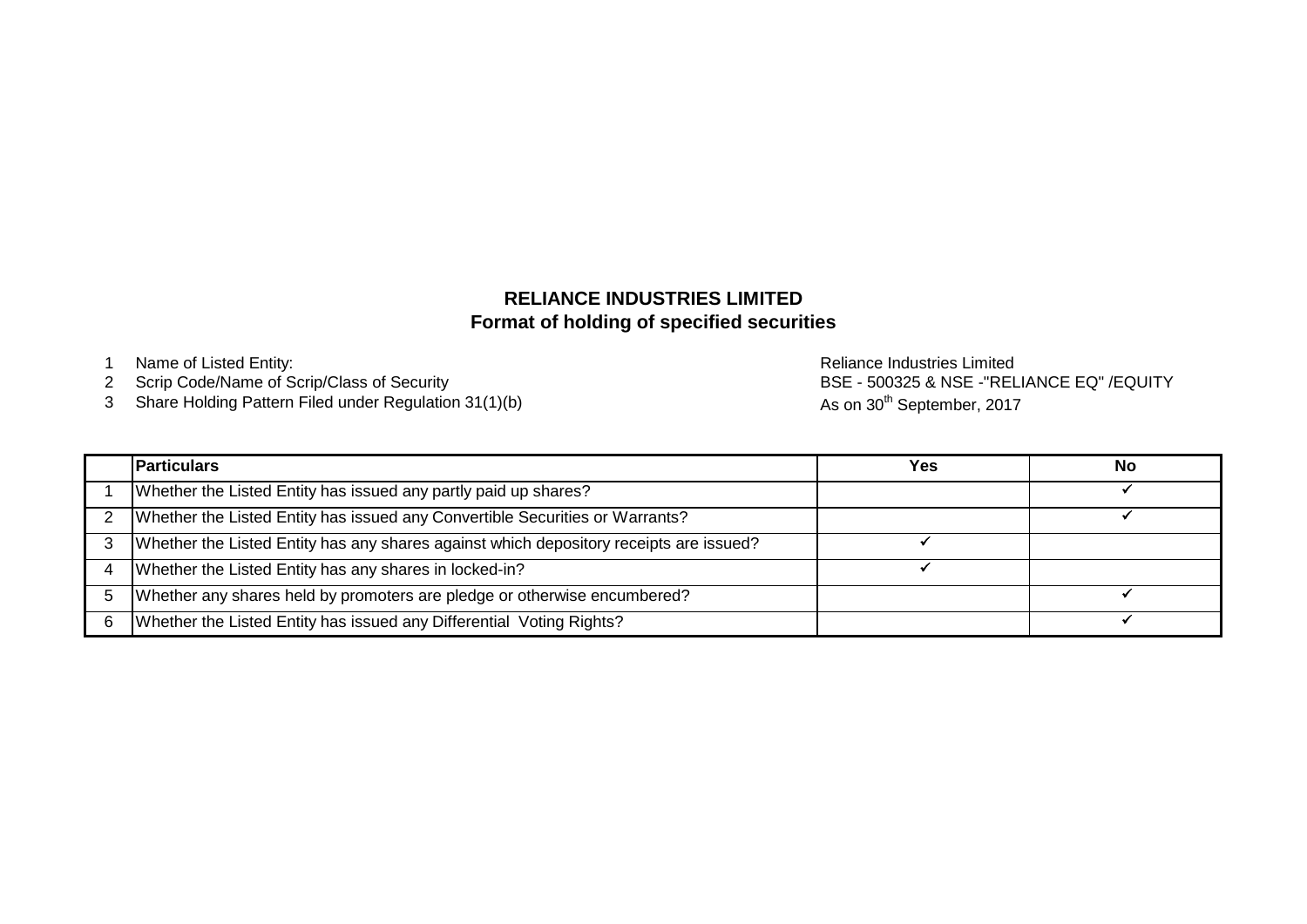# RELIANCE INDUSTRIES LIMITED
## Format of holding of specified securities

1. Name of Listed Entity: Reliance Industries Limited
2. Scrip Code/Name of Scrip/Class of Security: BSE - 500325 & NSE -"RELIANCE EQ" /EQUITY
3. Share Holding Pattern Filed under Regulation 31(1)(b): As on 30th September, 2017

| | Particulars | Yes | No |
|---|---|---|---|
| 1 | Whether the Listed Entity has issued any partly paid up shares? | | ✓ |
| 2 | Whether the Listed Entity has issued any Convertible Securities or Warrants? | | ✓ |
| 3 | Whether the Listed Entity has any shares against which depository receipts are issued? | ✓ | |
| 4 | Whether the Listed Entity has any shares in locked-in? | ✓ | |
| 5 | Whether any shares held by promoters are pledge or otherwise encumbered? | | ✓ |
| 6 | Whether the Listed Entity has issued any Differential Voting Rights? | | ✓ |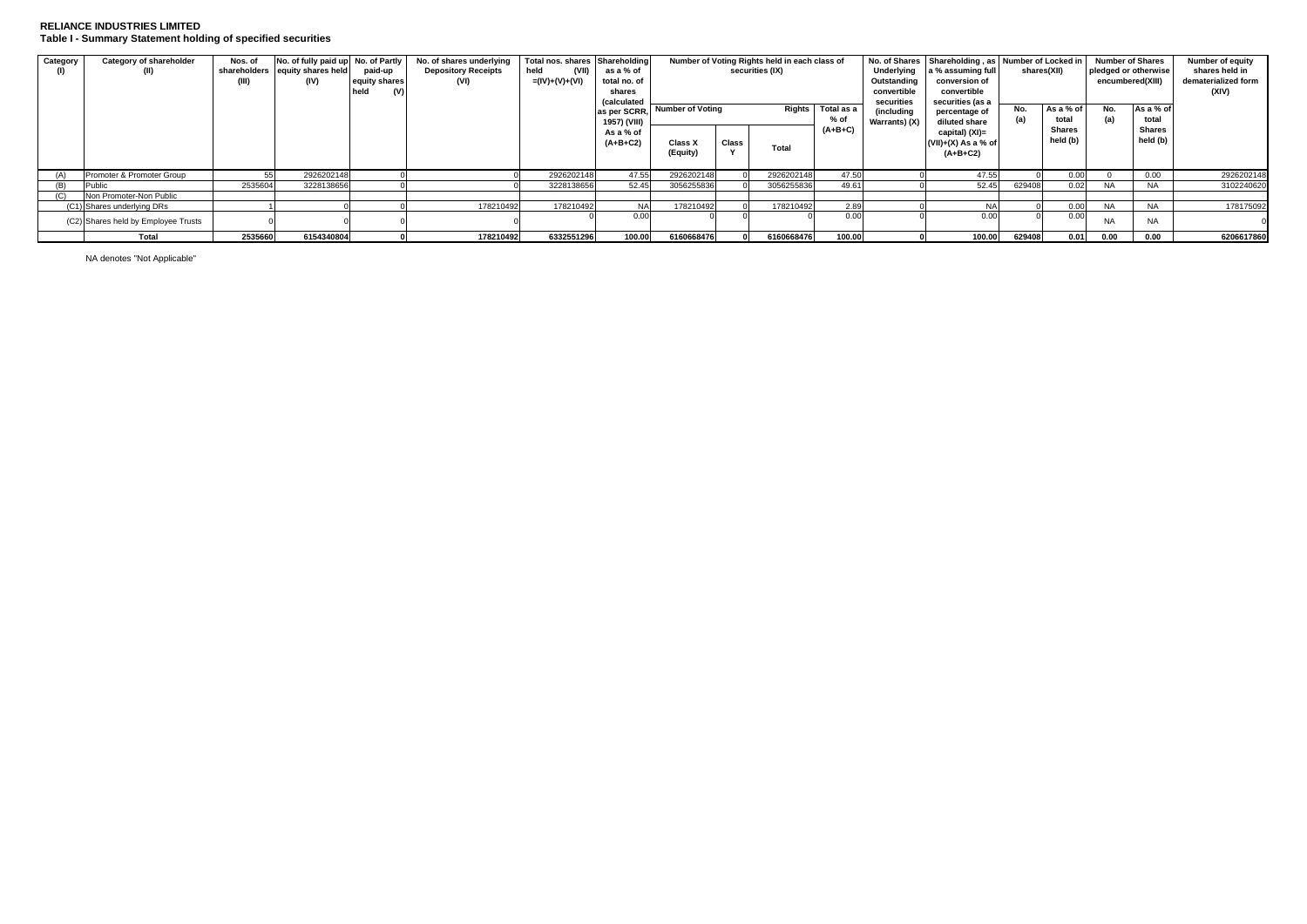**RELIANCE INDUSTRIES LIMITED**
**Table I - Summary Statement holding of specified securities**

| Category (I) | Category of shareholder (II) | Nos. of shareholders (III) | No. of fully paid up equity shares held (IV) | No. of Partly paid-up equity shares held (V) | No. of shares underlying Depository Receipts (VI) | Total nos. shares held (VII) =(IV)+(V)+(VI) | Shareholding as a % of total no. of shares (calculated as per SCRR, 1957) (VIII) As a % of (A+B+C2) | Number of Voting Rights held in each class of securities (IX) | | | | No. of Shares Underlying Outstanding convertible securities (including Warrants) (X) | Shareholding , as a % assuming full conversion of convertible securities (as a percentage of diluted share capital) (XI)= (VII)+(X) As a % of (A+B+C2) | Number of Locked in shares(XII) | | Number of Shares pledged or otherwise encumbered(XIII) | | Number of equity shares held in dematerialized form (XIV) |
|---|---|---|---|---|---|---|---|---|---|---|---|---|---|---|---|---|---|---|
| | | | | | | | | Number of Voting Rights | | | Total as a % of (A+B+C) | | | No. (a) | As a % of total Shares held (b) | No. (a) | As a % of total Shares held (b) | |
| | | | | | | | | Class X (Equity) | Class Y | Total | | | | | | | | |
| (A) | Promoter & Promoter Group | 55 | 2926202148 | 0 | 0 | 2926202148 | 47.55 | 2926202148 | 0 | 2926202148 | 47.50 | 0 | 47.55 | 0 | 0.00 | 0 | 0.00 | 2926202148 |
| (B) | Public | 2535604 | 3228138656 | 0 | 0 | 3228138656 | 52.45 | 3056255836 | 0 | 3056255836 | 49.61 | 0 | 52.45 | 629408 | 0.02 | NA | NA | 3102240620 |
| (C) | Non Promoter-Non Public | | | | | | | | | | | | | | | | | |
| (C1) | Shares underlying DRs | 1 | 0 | 0 | 178210492 | 178210492 | NA | 178210492 | 0 | 178210492 | 2.89 | 0 | NA | 0 | 0.00 | NA | NA | 178175092 |
| (C2) | Shares held by Employee Trusts | 0 | 0 | 0 | 0 | 0 | 0.00 | 0 | 0 | 0 | 0.00 | 0 | 0.00 | 0 | 0.00 | NA | NA | 0 |
| | **Total** | **2535660** | **6154340804** | **0** | **178210492** | **6332551296** | **100.00** | **6160668476** | **0** | **6160668476** | **100.00** | **0** | **100.00** | **629408** | **0.01** | **0.00** | **0.00** | **6206617860** |

NA denotes "Not Applicable"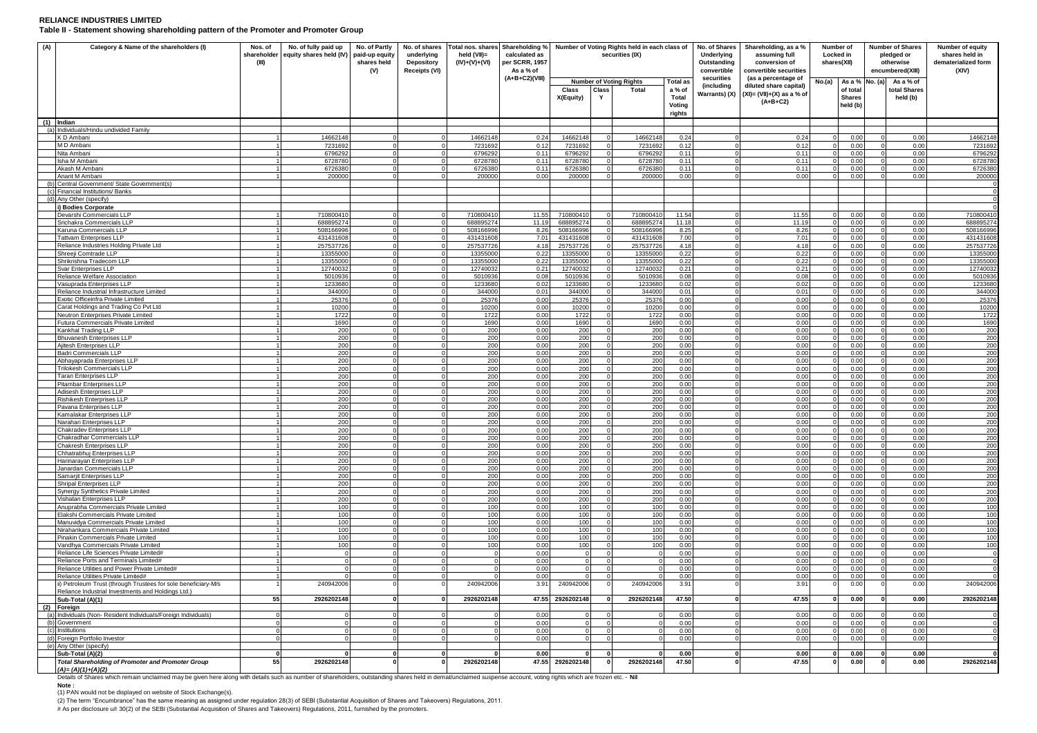# RELIANCE INDUSTRIES LIMITED

## Table II - Statement showing shareholding pattern of the Promoter and Promoter Group

| (A) | Category & Name of the shareholders (I) | Nos. of shareholder (III) | No. of fully paid up equity shares held (IV) | No. of Partly paid-up equity shares held (V) | No. of shares underlying Depository Receipts (VI) | Total nos. shares held (VII)= (IV)+(V)+(VI) | Shareholding % calculated as per SCRR, 1957 As a % of (A+B+C2)(VIII) | Number of Voting Rights held in each class of securities (IX) | | | | No. of Shares Underlying Outstanding convertible securities (including Warrants) (X) | Shareholding, as a % assuming full conversion of convertible securities (as a percentage of diluted share capital) (XI)= (VII)+(X) as a % of (A+B+C2) | Number of Locked in shares(XII) | | Number of Shares pledged or otherwise encumbered(XIII) | | Number of equity shares held in dematerialized form (XIV) |
|---|---|---|---|---|---|---|---|---|---|---|---|---|---|---|---|---|---|---|
| | | | | | | | | Number of Voting Rights | | | Total as a % of Total Voting rights | | | No.(a) | As a % of total Shares held (b) | No. (a) | As a % of total Shares held (b) | |
| | | | | | | | | Class X(Equity) | Class Y | Total | | | | | | | | |
| (1) | Indian | | | | | | | | | | | | | | | | | |
| (a) | Individuals/Hindu undivided Family | | | | | | | | | | | | | | | | | |
| | K D Ambani | 1 | 14662148 | 0 | 0 | 14662148 | 0.24 | 14662148 | 0 | 14662148 | 0.24 | 0 | 0.24 | 0 | 0.00 | 0 | 0.00 | 14662148 |
| | M D Ambani | 1 | 7231692 | 0 | 0 | 7231692 | 0.12 | 7231692 | 0 | 7231692 | 0.12 | 0 | 0.12 | 0 | 0.00 | 0 | 0.00 | 7231692 |
| | Nita Ambani | 1 | 6796292 | 0 | 0 | 6796292 | 0.11 | 6796292 | 0 | 6796292 | 0.11 | 0 | 0.11 | 0 | 0.00 | 0 | 0.00 | 6796292 |
| | Isha M Ambani | 1 | 6728780 | 0 | 0 | 6728780 | 0.11 | 6728780 | 0 | 6728780 | 0.11 | 0 | 0.11 | 0 | 0.00 | 0 | 0.00 | 6728780 |
| | Akash M Ambani | 1 | 6726380 | 0 | 0 | 6726380 | 0.11 | 6726380 | 0 | 6726380 | 0.11 | 0 | 0.11 | 0 | 0.00 | 0 | 0.00 | 6726380 |
| | Anant M Ambani | 1 | 200000 | 0 | 0 | 200000 | 0.00 | 200000 | 0 | 200000 | 0.00 | 0 | 0.00 | 0 | 0.00 | 0 | 0.00 | 200000 |
| (b) | Central Government/ State Government(s) | | | | | | | | | | | | | | | | | 0 |
| (c) | Financial Institutions/ Banks | | | | | | | | | | | | | | | | | 0 |
| (d) | Any Other (specify) | | | | | | | | | | | | | | | | | 0 |
| | i) Bodies Corporate | | | | | | | | | | | | | | | | | 0 |
| | Devarshi Commercials LLP | 1 | 710800410 | 0 | 0 | 710800410 | 11.55 | 710800410 | 0 | 710800410 | 11.54 | 0 | 11.55 | 0 | 0.00 | 0 | 0.00 | 710800410 |
| | Srichakra Commercials LLP | 1 | 688895274 | 0 | 0 | 688895274 | 11.19 | 688895274 | 0 | 688895274 | 11.18 | 0 | 11.19 | 0 | 0.00 | 0 | 0.00 | 688895274 |
| | Karuna Commercials LLP | 1 | 508166996 | 0 | 0 | 508166996 | 8.26 | 508166996 | 0 | 508166996 | 8.25 | 0 | 8.26 | 0 | 0.00 | 0 | 0.00 | 508166996 |
| | Tattvam Enterprises LLP | 1 | 431431608 | 0 | 0 | 431431608 | 7.01 | 431431608 | 0 | 431431608 | 7.00 | 0 | 7.01 | 0 | 0.00 | 0 | 0.00 | 431431608 |
| | Reliance Industries Holding Private Ltd | 1 | 257537726 | 0 | 0 | 257537726 | 4.18 | 257537726 | 0 | 257537726 | 4.18 | 0 | 4.18 | 0 | 0.00 | 0 | 0.00 | 257537726 |
| | Shreeji Comtrade LLP | 1 | 13355000 | 0 | 0 | 13355000 | 0.22 | 13355000 | 0 | 13355000 | 0.22 | 0 | 0.22 | 0 | 0.00 | 0 | 0.00 | 13355000 |
| | Shrikrishna Tradecom LLP | 1 | 13355000 | 0 | 0 | 13355000 | 0.22 | 13355000 | 0 | 13355000 | 0.22 | 0 | 0.22 | 0 | 0.00 | 0 | 0.00 | 13355000 |
| | Svar Enterprises LLP | 1 | 12740032 | 0 | 0 | 12740032 | 0.21 | 12740032 | 0 | 12740032 | 0.21 | 0 | 0.21 | 0 | 0.00 | 0 | 0.00 | 12740032 |
| | Reliance Welfare Association | 1 | 5010936 | 0 | 0 | 5010936 | 0.08 | 5010936 | 0 | 5010936 | 0.08 | 0 | 0.08 | 0 | 0.00 | 0 | 0.00 | 5010936 |
| | Vasuprada Enterprises LLP | 1 | 1233680 | 0 | 0 | 1233680 | 0.02 | 1233680 | 0 | 1233680 | 0.02 | 0 | 0.02 | 0 | 0.00 | 0 | 0.00 | 1233680 |
| | Reliance Industrial Infrastructure Limited | 1 | 344000 | 0 | 0 | 344000 | 0.01 | 344000 | 0 | 344000 | 0.01 | 0 | 0.01 | 0 | 0.00 | 0 | 0.00 | 344000 |
| | Exotic Officeinfra Private Limited | 1 | 25376 | 0 | 0 | 25376 | 0.00 | 25376 | 0 | 25376 | 0.00 | 0 | 0.00 | 0 | 0.00 | 0 | 0.00 | 25376 |
| | Carat Holdings and Trading Co Pvt Ltd | 1 | 10200 | 0 | 0 | 10200 | 0.00 | 10200 | 0 | 10200 | 0.00 | 0 | 0.00 | 0 | 0.00 | 0 | 0.00 | 10200 |
| | Neutron Enterprises Private Limited | 1 | 1722 | 0 | 0 | 1722 | 0.00 | 1722 | 0 | 1722 | 0.00 | 0 | 0.00 | 0 | 0.00 | 0 | 0.00 | 1722 |
| | Futura Commercials Private Limited | 1 | 1690 | 0 | 0 | 1690 | 0.00 | 1690 | 0 | 1690 | 0.00 | 0 | 0.00 | 0 | 0.00 | 0 | 0.00 | 1690 |
| | Kankhal Trading LLP | 1 | 200 | 0 | 0 | 200 | 0.00 | 200 | 0 | 200 | 0.00 | 0 | 0.00 | 0 | 0.00 | 0 | 0.00 | 200 |
| | Bhuvanesh Enterprises LLP | 1 | 200 | 0 | 0 | 200 | 0.00 | 200 | 0 | 200 | 0.00 | 0 | 0.00 | 0 | 0.00 | 0 | 0.00 | 200 |
| | Ajitesh Enterprises LLP | 1 | 200 | 0 | 0 | 200 | 0.00 | 200 | 0 | 200 | 0.00 | 0 | 0.00 | 0 | 0.00 | 0 | 0.00 | 200 |
| | Badri Commercials LLP | 1 | 200 | 0 | 0 | 200 | 0.00 | 200 | 0 | 200 | 0.00 | 0 | 0.00 | 0 | 0.00 | 0 | 0.00 | 200 |
| | Abhayaprada Enterprises LLP | 1 | 200 | 0 | 0 | 200 | 0.00 | 200 | 0 | 200 | 0.00 | 0 | 0.00 | 0 | 0.00 | 0 | 0.00 | 200 |
| | Trilokesh Commercials LLP | 1 | 200 | 0 | 0 | 200 | 0.00 | 200 | 0 | 200 | 0.00 | 0 | 0.00 | 0 | 0.00 | 0 | 0.00 | 200 |
| | Taran Enterprises LLP | 1 | 200 | 0 | 0 | 200 | 0.00 | 200 | 0 | 200 | 0.00 | 0 | 0.00 | 0 | 0.00 | 0 | 0.00 | 200 |
| | Pitambar Enterprises LLP | 1 | 200 | 0 | 0 | 200 | 0.00 | 200 | 0 | 200 | 0.00 | 0 | 0.00 | 0 | 0.00 | 0 | 0.00 | 200 |
| | Adisesh Enterprises LLP | 1 | 200 | 0 | 0 | 200 | 0.00 | 200 | 0 | 200 | 0.00 | 0 | 0.00 | 0 | 0.00 | 0 | 0.00 | 200 |
| | Rishikesh Enterprises LLP | 1 | 200 | 0 | 0 | 200 | 0.00 | 200 | 0 | 200 | 0.00 | 0 | 0.00 | 0 | 0.00 | 0 | 0.00 | 200 |
| | Pavana Enterprises LLP | 1 | 200 | 0 | 0 | 200 | 0.00 | 200 | 0 | 200 | 0.00 | 0 | 0.00 | 0 | 0.00 | 0 | 0.00 | 200 |
| | Kamalakar Enterprises LLP | 1 | 200 | 0 | 0 | 200 | 0.00 | 200 | 0 | 200 | 0.00 | 0 | 0.00 | 0 | 0.00 | 0 | 0.00 | 200 |
| | Narahari Enterprises LLP | 1 | 200 | 0 | 0 | 200 | 0.00 | 200 | 0 | 200 | 0.00 | 0 | 0.00 | 0 | 0.00 | 0 | 0.00 | 200 |
| | Chakradev Enterprises LLP | 1 | 200 | 0 | 0 | 200 | 0.00 | 200 | 0 | 200 | 0.00 | 0 | 0.00 | 0 | 0.00 | 0 | 0.00 | 200 |
| | Chakradhar Commercials LLP | 1 | 200 | 0 | 0 | 200 | 0.00 | 200 | 0 | 200 | 0.00 | 0 | 0.00 | 0 | 0.00 | 0 | 0.00 | 200 |
| | Chakresh Enterprises LLP | 1 | 200 | 0 | 0 | 200 | 0.00 | 200 | 0 | 200 | 0.00 | 0 | 0.00 | 0 | 0.00 | 0 | 0.00 | 200 |
| | Chhatrabhuj Enterprises LLP | 1 | 200 | 0 | 0 | 200 | 0.00 | 200 | 0 | 200 | 0.00 | 0 | 0.00 | 0 | 0.00 | 0 | 0.00 | 200 |
| | Harinarayan Enterprises LLP | 1 | 200 | 0 | 0 | 200 | 0.00 | 200 | 0 | 200 | 0.00 | 0 | 0.00 | 0 | 0.00 | 0 | 0.00 | 200 |
| | Janardan Commercials LLP | 1 | 200 | 0 | 0 | 200 | 0.00 | 200 | 0 | 200 | 0.00 | 0 | 0.00 | 0 | 0.00 | 0 | 0.00 | 200 |
| | Samarjit Enterprises LLP | 1 | 200 | 0 | 0 | 200 | 0.00 | 200 | 0 | 200 | 0.00 | 0 | 0.00 | 0 | 0.00 | 0 | 0.00 | 200 |
| | Shripal Enterprises LLP | 1 | 200 | 0 | 0 | 200 | 0.00 | 200 | 0 | 200 | 0.00 | 0 | 0.00 | 0 | 0.00 | 0 | 0.00 | 200 |
| | Synergy Synthetics Private Limited | 1 | 200 | 0 | 0 | 200 | 0.00 | 200 | 0 | 200 | 0.00 | 0 | 0.00 | 0 | 0.00 | 0 | 0.00 | 200 |
| | Vishatan Enterprises LLP | 1 | 200 | 0 | 0 | 200 | 0.00 | 200 | 0 | 200 | 0.00 | 0 | 0.00 | 0 | 0.00 | 0 | 0.00 | 200 |
| | Anuprabha Commercials Private Limited | 1 | 100 | 0 | 0 | 100 | 0.00 | 100 | 0 | 100 | 0.00 | 0 | 0.00 | 0 | 0.00 | 0 | 0.00 | 100 |
| | Elakshi Commercials Private Limited | 1 | 100 | 0 | 0 | 100 | 0.00 | 100 | 0 | 100 | 0.00 | 0 | 0.00 | 0 | 0.00 | 0 | 0.00 | 100 |
| | Manuvidya Commercials Private Limited | 1 | 100 | 0 | 0 | 100 | 0.00 | 100 | 0 | 100 | 0.00 | 0 | 0.00 | 0 | 0.00 | 0 | 0.00 | 100 |
| | Nirahankara Commercials Private Limited | 1 | 100 | 0 | 0 | 100 | 0.00 | 100 | 0 | 100 | 0.00 | 0 | 0.00 | 0 | 0.00 | 0 | 0.00 | 100 |
| | Pinakin Commercials Private Limited | 1 | 100 | 0 | 0 | 100 | 0.00 | 100 | 0 | 100 | 0.00 | 0 | 0.00 | 0 | 0.00 | 0 | 0.00 | 100 |
| | Vandhya Commercials Private Limited | 1 | 100 | 0 | 0 | 100 | 0.00 | 100 | 0 | 100 | 0.00 | 0 | 0.00 | 0 | 0.00 | 0 | 0.00 | 100 |
| | Reliance Life Sciences Private Limited# | 1 | 0 | 0 | 0 | 0 | 0.00 | 0 | 0 | 0 | 0.00 | 0 | 0.00 | 0 | 0.00 | 0 | 0.00 | 0 |
| | Reliance Ports and Terminals Limited# | 1 | 0 | 0 | 0 | 0 | 0.00 | 0 | 0 | 0 | 0.00 | 0 | 0.00 | 0 | 0.00 | 0 | 0.00 | 0 |
| | Reliance Utilities and Power Private Limited# | 1 | 0 | 0 | 0 | 0 | 0.00 | 0 | 0 | 0 | 0.00 | 0 | 0.00 | 0 | 0.00 | 0 | 0.00 | 0 |
| | Reliance Utilities Private Limited# | 1 | 0 | 0 | 0 | 0 | 0.00 | 0 | 0 | 0 | 0.00 | 0 | 0.00 | 0 | 0.00 | 0 | 0.00 | 0 |
| | ii) Petroleum Trust (through Trustees for sole beneficiary-M/s Reliance Industrial Investments and Holdings Ltd.) | 1 | 240942006 | 0 | 0 | 240942006 | 3.91 | 240942006 | 0 | 240942006 | 3.91 | 0 | 3.91 | 0 | 0.00 | 0 | 0.00 | 240942006 |
| | **Sub-Total (A)(1)** | **55** | **2926202148** | **0** | **0** | **2926202148** | **47.55** | **2926202148** | **0** | **2926202148** | **47.50** | **0** | **47.55** | **0** | **0.00** | **0** | **0.00** | **2926202148** |
| (2) | Foreign | | | | | | | | | | | | | | | | | |
| (a) | Individuals (Non- Resident Individuals/Foreign Individuals) | 0 | 0 | 0 | 0 | 0 | 0.00 | 0 | 0 | 0 | 0.00 | 0 | 0.00 | 0 | 0.00 | 0 | 0.00 | 0 |
| (b) | Government | 0 | 0 | 0 | 0 | 0 | 0.00 | 0 | 0 | 0 | 0.00 | 0 | 0.00 | 0 | 0.00 | 0 | 0.00 | 0 |
| (c) | Institutions | 0 | 0 | 0 | 0 | 0 | 0.00 | 0 | 0 | 0 | 0.00 | 0 | 0.00 | 0 | 0.00 | 0 | 0.00 | 0 |
| (d) | Foreign Portfolio Investor | 0 | 0 | 0 | 0 | 0 | 0.00 | 0 | 0 | 0 | 0.00 | 0 | 0.00 | 0 | 0.00 | 0 | 0.00 | 0 |
| (e) | Any Other (specify) | | | | | | | | | | | | | | | | | |
| | **Sub-Total (A)(2)** | **0** | **0** | **0** | **0** | **0** | **0.00** | **0** | **0** | **0** | **0.00** | **0** | **0.00** | **0** | **0.00** | **0** | **0.00** | **0** |
| | ***Total Shareholding of Promoter and Promoter Group (A)= (A)(1)+(A)(2)*** | **55** | **2926202148** | **0** | **0** | **2926202148** | **47.55** | **2926202148** | **0** | **2926202148** | **47.50** | **0** | **47.55** | **0** | **0.00** | **0** | **0.00** | **2926202148** |

Details of Shares which remain unclaimed may be given here along with details such as number of shareholders, outstanding shares held in demat/unclaimed suspense account, voting rights which are frozen etc. - **Nil**

**Note :**

(1) PAN would not be displayed on website of Stock Exchange(s).

(2) The term "Encumbrance" has the same meaning as assigned under regulation 28(3) of SEBI (Substantial Acquisition of Shares and Takeovers) Regulations, 2011.

# As per disclosure u/r 30(2) of the SEBI (Substantial Acquisition of Shares and Takeovers) Regulations, 2011, furnished by the promoters.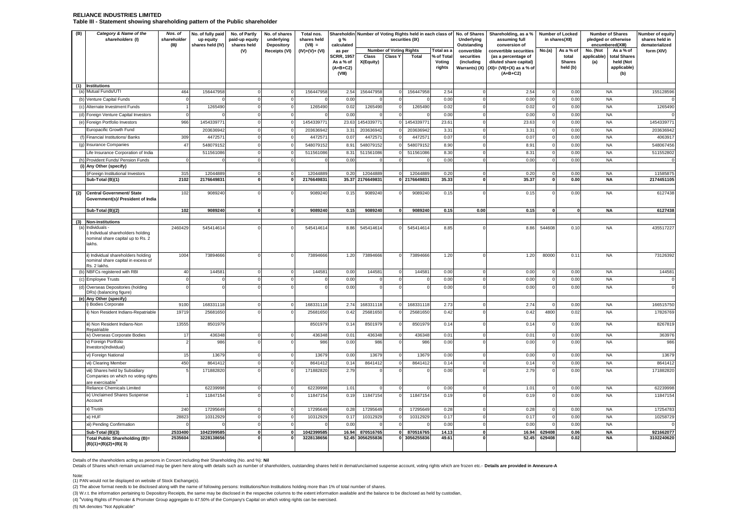**RELIANCE INDUSTRIES LIMITED**

**Table III - Statement showing shareholding pattern of the Public shareholder**

| (B) | Category & Name of the shareholders (I) | Nos. of shareholder (III) | No. of fully paid up equity shares held (IV) | No. of Partly paid-up equity shares held (V) | No. of shares underlying Depository Receipts (VI) | Total nos. shares held (VII) = (IV)+(V)+ (VI) | Shareholding % calculated as per SCRR, 1957 As a % of (A+B+C2) (VIII) | Number of Voting Rights held in each class of securities (IX) | | | | No. of Shares Underlying Outstanding convertible securities (including Warrants) (X) | Shareholding, as a % assuming full conversion of convertible securities (as a percentage of diluted share capital) (XI)= (VII)+(X) as a % of (A+B+C2) | Number of Locked in shares(XII) | | Number of Shares pledged or otherwise encumbered(XIII) | | Number of equity shares held in dematerialized form (XIV) |
|---|---|---|---|---|---|---|---|---|---|---|---|---|---|---|---|---|---|---|
| | | | | | | | | Number of Voting Rights | | | Total as a % of Total Voting rights | | | No.(a) | As a % of total Shares held (b) | No. (Not applicable) (a) | As a % of total Shares held (Not applicable) (b) | |
| | | | | | | | | Class X(Equity) | Class Y | Total | | | | | | | | |
| (1) | **Institutions** | | | | | | | | | | | | | | | | | |
| (a) | Mutual Funds/UTI | 464 | 156447958 | 0 | 0 | 156447958 | 2.54 | 156447958 | 0 | 156447958 | 2.54 | 0 | 2.54 | 0 | 0.00 | NA | | 155128596 |
| (b) | Venture Capital Funds | 0 | 0 | 0 | 0 | 0 | 0.00 | 0 | 0 | 0 | 0.00 | 0 | 0.00 | 0 | 0.00 | NA | | 0 |
| (c) | Alternate Investment Funds | 1 | 1265490 | 0 | 0 | 1265490 | 0.02 | 1265490 | 0 | 1265490 | 0.02 | 0 | 0.02 | 0 | 0.00 | NA | | 1265490 |
| (d) | Foreign Venture Capital Investors | 0 | 0 | 0 | 0 | 0 | 0.00 | 0 | 0 | 0 | 0.00 | 0 | 0.00 | 0 | 0.00 | NA | | 0 |
| (e) | Foreign Portfolio Investors | 966 | 1454339771 | 0 | 0 | 1454339771 | 23.63 | 1454339771 | 0 | 1454339771 | 23.61 | 0 | 23.63 | 0 | 0.00 | NA | | 1454339771 |
| | Europacific Growth Fund | | 203636942 | 0 | 0 | 203636942 | 3.31 | 203636942 | 0 | 203636942 | 3.31 | 0 | 3.31 | 0 | 0.00 | NA | | 203636942 |
| (f) | Financial Institutions/ Banks | 309 | 4472571 | 0 | 0 | 4472571 | 0.07 | 4472571 | 0 | 4472571 | 0.07 | 0 | 0.07 | 0 | 0.00 | NA | | 4063917 |
| (g) | Insurance Companies | 47 | 548079152 | 0 | 0 | 548079152 | 8.91 | 548079152 | 0 | 548079152 | 8.90 | 0 | 8.91 | 0 | 0.00 | NA | | 548067456 |
| | Life Insurance Corporation of India | | 511561086 | 0 | 0 | 511561086 | 8.31 | 511561086 | 0 | 511561086 | 8.30 | 0 | 8.31 | 0 | 0.00 | NA | | 511552802 |
| (h) | Provident Funds/ Pension Funds | 0 | 0 | 0 | 0 | 0 | 0.00 | 0 | 0 | 0 | 0.00 | 0 | 0.00 | 0 | 0.00 | NA | | 0 |
| (i) | **Any Other (specify)** | | | | | | | | | | | | | | | | | |
| | i)Foreign Institutional Investors | 315 | 12044889 | 0 | 0 | 12044889 | 0.20 | 12044889 | 0 | 12044889 | 0.20 | 0 | 0.20 | 0 | 0.00 | NA | | 11585875 |
| | **Sub-Total (B)(1)** | **2102** | **2176649831** | **0** | **0** | **2176649831** | **35.37** | **2176649831** | **0** | **2176649831** | **35.33** | **0** | **35.37** | **0** | **0.00** | **NA** | | **2174451105** |
| (2) | **Central Government/ State Government(s)/ President of India** | 102 | 9089240 | 0 | 0 | 9089240 | 0.15 | 9089240 | 0 | 9089240 | 0.15 | 0 | 0.15 | 0 | 0.00 | NA | | 6127438 |
| | **Sub-Total (B)(2)** | **102** | **9089240** | **0** | **0** | **9089240** | **0.15** | **9089240** | **0** | **9089240** | **0.15** | **0.00** | **0.15** | **0** | **0** | **NA** | | **6127438** |
| (3) | **Non-institutions** | | | | | | | | | | | | | | | | | |
| (a) | Individuals - i) Individual shareholders holding nominal share capital up to Rs. 2 lakhs. | 2460429 | 545414614 | 0 | 0 | 545414614 | 8.86 | 545414614 | 0 | 545414614 | 8.85 | 0 | 8.86 | 544608 | 0.10 | NA | | 435517227 |
| | ii) Individual shareholders holding nominal share capital in excess of Rs. 2 lakhs. | 1004 | 73894666 | 0 | 0 | 73894666 | 1.20 | 73894666 | 0 | 73894666 | 1.20 | 0 | 1.20 | 80000 | 0.11 | NA | | 73126392 |
| (b) | NBFCs registered with RBI | 40 | 144581 | 0 | 0 | 144581 | 0.00 | 144581 | 0 | 144581 | 0.00 | 0 | 0.00 | 0 | 0.00 | NA | | 144581 |
| (c) | Employee Trusts | 0 | 0 | 0 | 0 | 0 | 0.00 | 0 | 0 | 0 | 0.00 | 0 | 0.00 | 0 | 0.00 | NA | | 0 |
| (d) | Overseas Depositories (holding DRs) (balancing figure) | 0 | 0 | 0 | 0 | 0 | 0.00 | 0 | 0 | 0 | 0.00 | 0 | 0.00 | 0 | 0.00 | NA | | 0 |
| (e) | **Any Other (specify)** | | | | | | | | | | | | | | | | | |
| | i) Bodies Corporate | 9100 | 168331118 | 0 | 0 | 168331118 | 2.74 | 168331118 | 0 | 168331118 | 2.73 | 0 | 2.74 | 0 | 0.00 | NA | | 166515750 |
| | ii) Non Resident Indians-Repatriable | 19719 | 25681650 | 0 | 0 | 25681650 | 0.42 | 25681650 | 0 | 25681650 | 0.42 | 0 | 0.42 | 4800 | 0.02 | NA | | 17826769 |
| | iii) Non Resident Indians-Non Repatriable | 13555 | 8501979 | | | 8501979 | 0.14 | 8501979 | 0 | 8501979 | 0.14 | 0 | 0.14 | 0 | 0.00 | NA | | 8267819 |
| | iv) Overseas Corporate Bodies | 17 | 436348 | 0 | 0 | 436348 | 0.01 | 436348 | 0 | 436348 | 0.01 | 0 | 0.01 | 0 | 0.00 | NA | | 363976 |
| | v) Foreign Portfolio Investors(Individual) | 2 | 986 | 0 | 0 | 986 | 0.00 | 986 | 0 | 986 | 0.00 | 0 | 0.00 | 0 | 0.00 | NA | | 986 |
| | vi) Foreign National | 15 | 13679 | 0 | 0 | 13679 | 0.00 | 13679 | 0 | 13679 | 0.00 | 0 | 0.00 | 0 | 0.00 | NA | | 13679 |
| | vii) Clearing Member | 450 | 8641412 | 0 | 0 | 8641412 | 0.14 | 8641412 | 0 | 8641412 | 0.14 | 0 | 0.14 | 0 | 0.00 | NA | | 8641412 |
| | viii) Shares held by Subsidiary Companies on which no voting rights are exercisable[4] | 5 | 171882820 | 0 | 0 | 171882820 | 2.79 | 0 | 0 | 0 | 0.00 | 0 | 2.79 | 0 | 0.00 | NA | | 171882820 |
| | Reliance Chemicals Limited | | 62239998 | 0 | 0 | 62239998 | 1.01 | 0 | 0 | 0 | 0.00 | 0 | 1.01 | 0 | 0.00 | NA | | 62239998 |
| | ix) Unclaimed Shares Suspense Account | 1 | 11847154 | 0 | 0 | 11847154 | 0.19 | 11847154 | 0 | 11847154 | 0.19 | 0 | 0.19 | 0 | 0.00 | NA | | 11847154 |
| | x) Trusts | 240 | 17295649 | 0 | 0 | 17295649 | 0.28 | 17295649 | 0 | 17295649 | 0.28 | 0 | 0.28 | 0 | 0.00 | NA | | 17254783 |
| | xi) HUF | 28823 | 10312929 | 0 | 0 | 10312929 | 0.17 | 10312929 | 0 | 10312929 | 0.17 | 0 | 0.17 | 0 | 0.00 | NA | | 10258729 |
| | xii) Pending Confirmation | 0 | 0 | 0 | 0 | 0 | 0.00 | 0 | 0 | 0 | 0.00 | 0 | 0.00 | 0 | 0.00 | NA | | 0 |
| | **Sub-Total (B)(3)** | **2533400** | **1042399585** | **0** | **0** | **1042399585** | **16.94** | **870516765** | **0** | **870516765** | **14.13** | **0** | **16.94** | **629408** | **0.06** | **NA** | | **921662077** |
| | **Total Public Shareholding (B)= (B)(1)+(B)(2)+(B)( 3)** | **2535604** | **3228138656** | **0** | **0** | **3228138656** | **52.45** | **3056255836** | **0** | **3056255836** | **49.61** | **0** | **52.45** | **629408** | **0.02** | **NA** | | **3102240620** |

Details of the shareholders acting as persons in Concert including their Shareholding (No. and %): **Nil**

Details of Shares which remain unclaimed may be given here along with details such as number of shareholders, outstanding shares held in demat/unclaimed suspense account, voting rights which are frozen etc.- **Details are provided in Annexure-A**

Note:

(1) PAN would not be displayed on website of Stock Exchange(s).

(2) The above format needs to be disclosed along with the name of following persons: Institutions/Non Institutions holding more than 1% of total number of shares.

(3) W.r.t. the information pertaining to Depository Receipts, the same may be disclosed in the respective columns to the extent information available and the balance to be disclosed as held by custodian,

(4) [4]Voting Rights of Promoter & Promoter Group aggregate to 47.50% of the Company's Capital on which voting rights can be exercised.

(5) NA denotes "Not Applicable"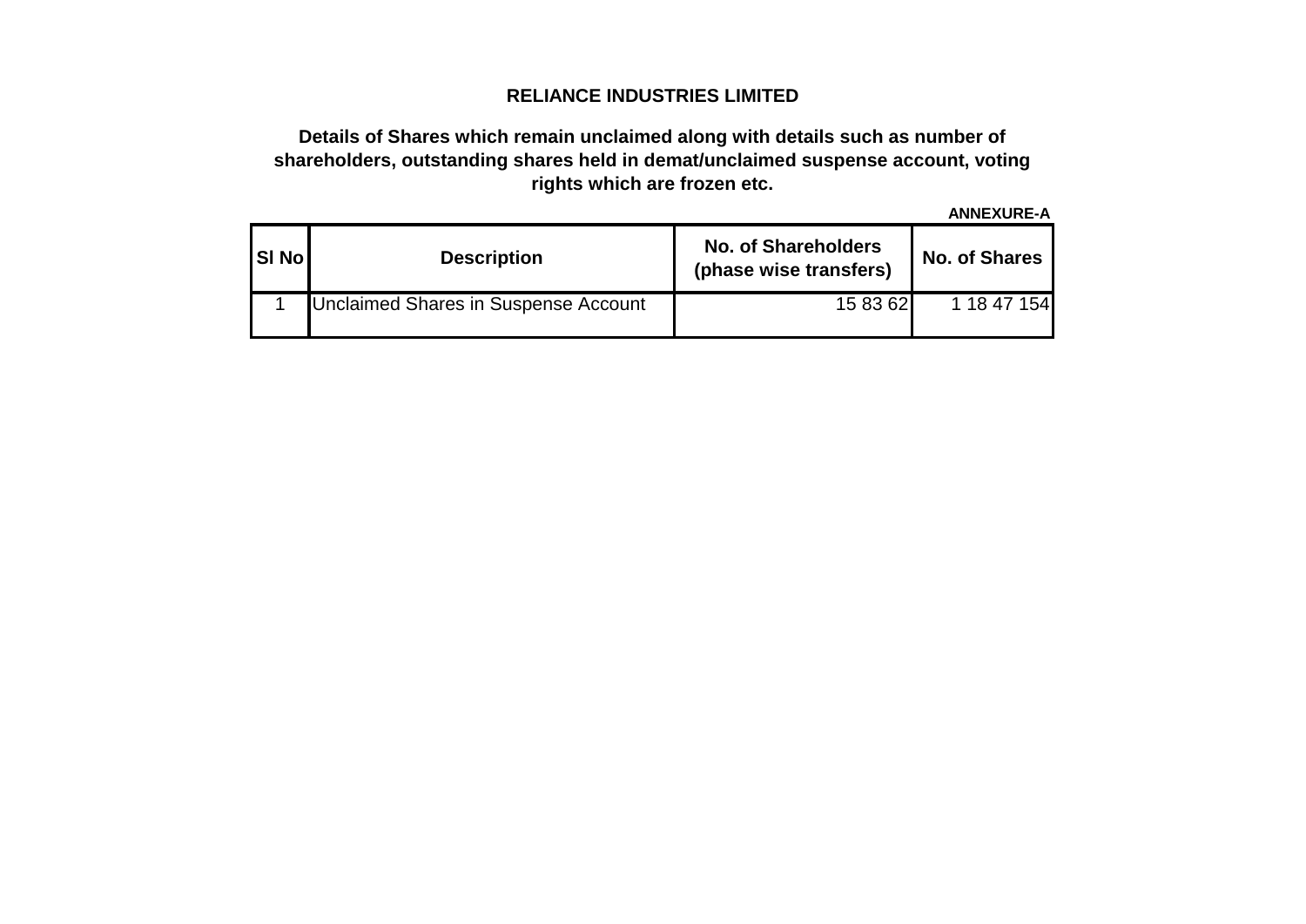**RELIANCE INDUSTRIES LIMITED**

**Details of Shares which remain unclaimed along with details such as number of shareholders, outstanding shares held in demat/unclaimed suspense account, voting rights which are frozen etc.**

**ANNEXURE-A**

| Sl No | Description | No. of Shareholders (phase wise transfers) | No. of Shares |
|---|---|---|---|
| 1 | Unclaimed Shares in Suspense Account | 15 83 62 | 1 18 47 154 |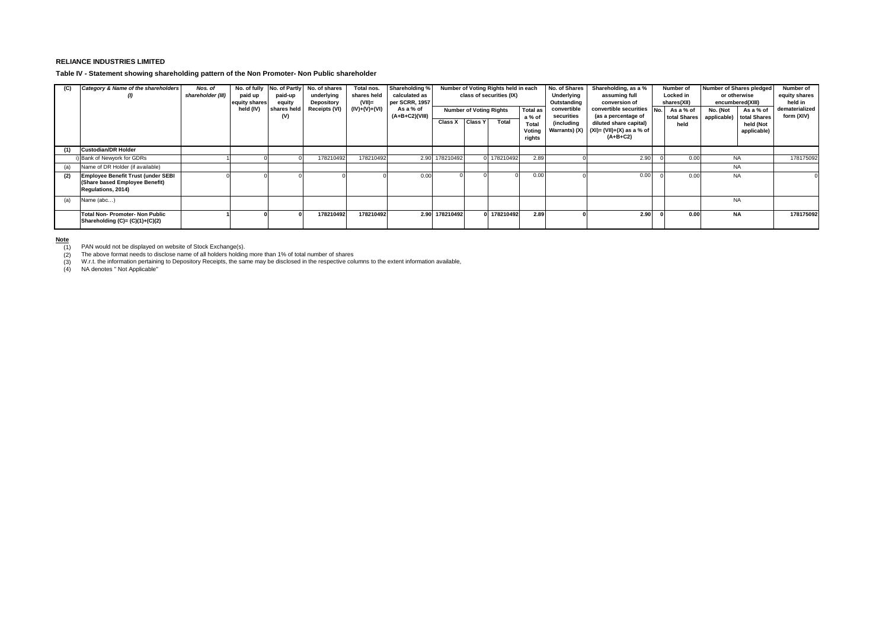**RELIANCE INDUSTRIES LIMITED**

**Table IV - Statement showing shareholding pattern of the Non Promoter- Non Public shareholder**

| (C) | Category & Name of the shareholders (I) | Nos. of shareholder (III) | No. of fully paid up equity shares held (IV) | No. of Partly paid-up equity shares held (V) | No. of shares underlying Depository Receipts (VI) | Total nos. shares held (VII)= (IV)+(V)+(VI) | Shareholding % calculated as per SCRR, 1957 As a % of (A+B+C2)(VIII) | Number of Voting Rights held in each class of securities (IX) | | | | No. of Shares Underlying Outstanding convertible securities (including Warrants) (X) | Shareholding, as a % assuming full conversion of convertible securities (as a percentage of diluted share capital) (XI)= (VII)+(X) as a % of (A+B+C2) | Number of Locked in shares(XII) | | Number of Shares pledged or otherwise encumbered(XIII) | | Number of equity shares held in dematerialized form (XIV) |
|---|---|---|---|---|---|---|---|---|---|---|---|---|---|---|---|---|---|---|
| | | | | | | | | Number of Voting Rights | | | Total as a % of Total Voting rights | | | No. | As a % of total Shares held | No. (Not applicable) | As a % of total Shares held (Not applicable) | |
| | | | | | | | | Class X | Class Y | Total | | | | | | | | |
| (1) | **Custodian/DR Holder** | | | | | | | | | | | | | | | | | |
| i) | Bank of Newyork for GDRs | 1 | 0 | 0 | 178210492 | 178210492 | 2.90 | 178210492 | 0 | 178210492 | 2.89 | 0 | 2.90 | 0 | 0.00 | NA | | 178175092 |
| (a) | Name of DR Holder (if available) | | | | | | | | | | | | | | | NA | | |
| (2) | **Employee Benefit Trust (under SEBI (Share based Employee Benefit) Regulations, 2014)** | 0 | 0 | 0 | 0 | 0 | 0.00 | 0 | 0 | 0 | 0.00 | 0 | 0.00 | 0 | 0.00 | NA | | 0 |
| (a) | Name (abc…) | | | | | | | | | | | | | | | NA | | |
| | **Total Non- Promoter- Non Public Shareholding (C)= (C)(1)+(C)(2)** | **1** | **0** | **0** | **178210492** | **178210492** | **2.90** | **178210492** | **0** | **178210492** | **2.89** | **0** | **2.90** | **0** | **0.00** | **NA** | | **178175092** |

**Note**

(1) PAN would not be displayed on website of Stock Exchange(s).

(2) The above format needs to disclose name of all holders holding more than 1% of total number of shares

(3) W.r.t. the information pertaining to Depository Receipts, the same may be disclosed in the respective columns to the extent information available,

(4) NA denotes " Not Applicable"